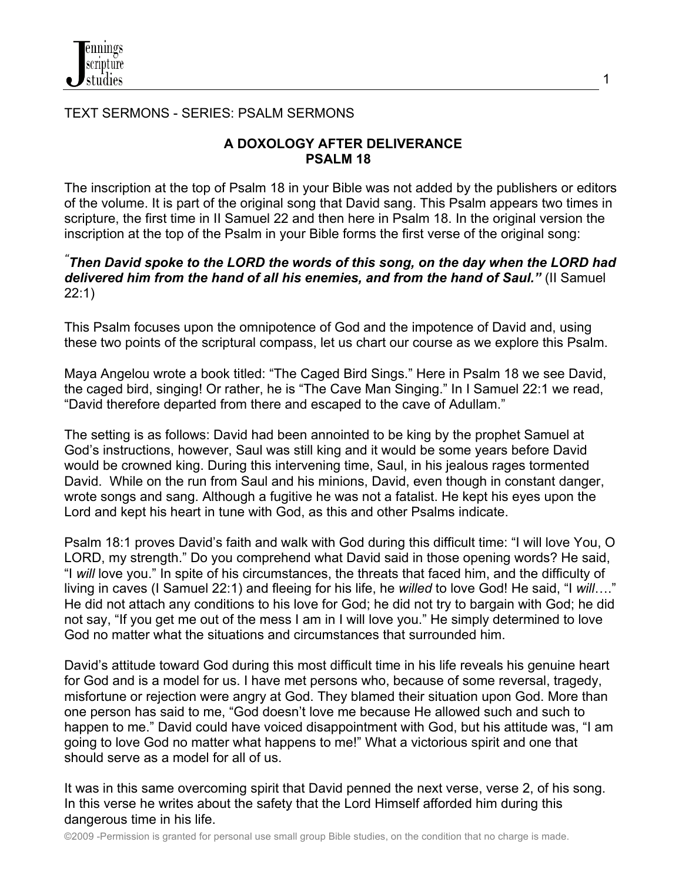TEXT SERMONS - SERIES: PSALM SERMONS

# A DOXOLOGY AFTER DELIVERANCE
## PSALM 18

The inscription at the top of Psalm 18 in your Bible was not added by the publishers or editors of the volume. It is part of the original song that David sang. This Psalm appears two times in scripture, the first time in II Samuel 22 and then here in Psalm 18. In the original version the inscription at the top of the Psalm in your Bible forms the first verse of the original song:

***"Then David spoke to the LORD the words of this song, on the day when the LORD had delivered him from the hand of all his enemies, and from the hand of Saul."*** (II Samuel 22:1)

This Psalm focuses upon the omnipotence of God and the impotence of David and, using these two points of the scriptural compass, let us chart our course as we explore this Psalm.

Maya Angelou wrote a book titled: "The Caged Bird Sings." Here in Psalm 18 we see David, the caged bird, singing! Or rather, he is "The Cave Man Singing." In I Samuel 22:1 we read, "David therefore departed from there and escaped to the cave of Adullam."

The setting is as follows: David had been annointed to be king by the prophet Samuel at God's instructions, however, Saul was still king and it would be some years before David would be crowned king. During this intervening time, Saul, in his jealous rages tormented David. While on the run from Saul and his minions, David, even though in constant danger, wrote songs and sang. Although a fugitive he was not a fatalist. He kept his eyes upon the Lord and kept his heart in tune with God, as this and other Psalms indicate.

Psalm 18:1 proves David's faith and walk with God during this difficult time: "I will love You, O LORD, my strength." Do you comprehend what David said in those opening words? He said, "I *will* love you." In spite of his circumstances, the threats that faced him, and the difficulty of living in caves (I Samuel 22:1) and fleeing for his life, he *willed* to love God! He said, "I *will*…." He did not attach any conditions to his love for God; he did not try to bargain with God; he did not say, "If you get me out of the mess I am in I will love you." He simply determined to love God no matter what the situations and circumstances that surrounded him.

David's attitude toward God during this most difficult time in his life reveals his genuine heart for God and is a model for us. I have met persons who, because of some reversal, tragedy, misfortune or rejection were angry at God. They blamed their situation upon God. More than one person has said to me, "God doesn't love me because He allowed such and such to happen to me." David could have voiced disappointment with God, but his attitude was, "I am going to love God no matter what happens to me!" What a victorious spirit and one that should serve as a model for all of us.

It was in this same overcoming spirit that David penned the next verse, verse 2, of his song. In this verse he writes about the safety that the Lord Himself afforded him during this dangerous time in his life.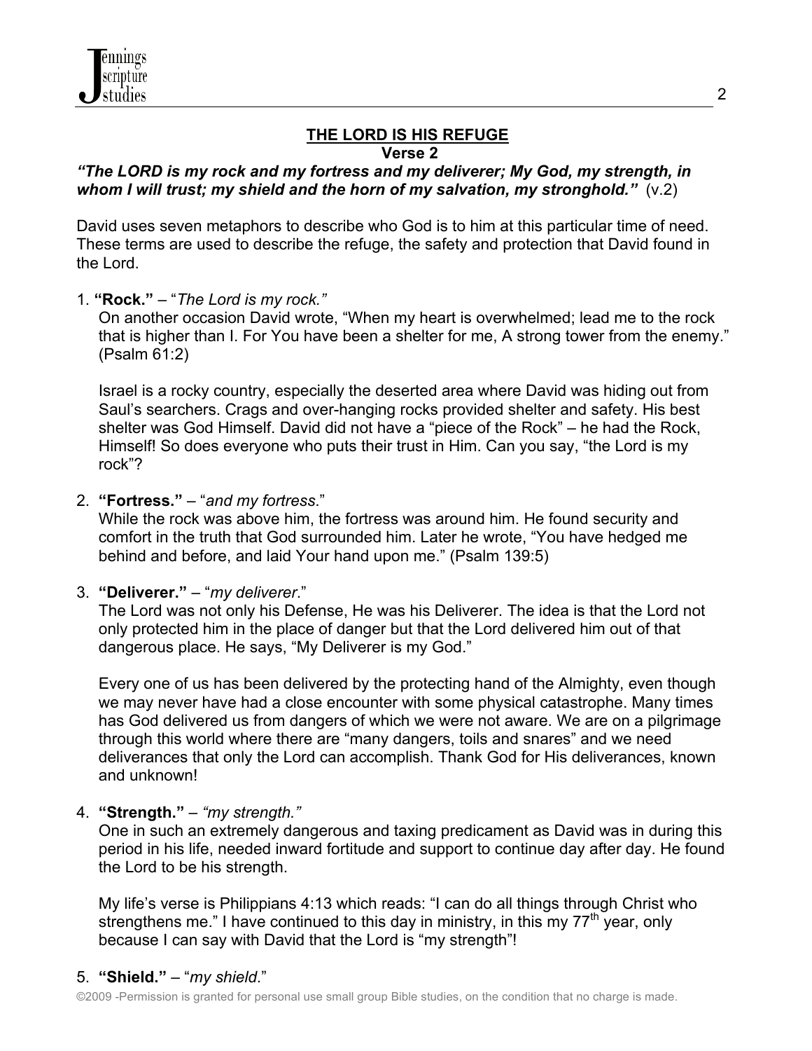## THE LORD IS HIS REFUGE

**Verse 2**

***"The LORD is my rock and my fortress and my deliverer; My God, my strength, in whom I will trust; my shield and the horn of my salvation, my stronghold."*** (v.2)

David uses seven metaphors to describe who God is to him at this particular time of need. These terms are used to describe the refuge, the safety and protection that David found in the Lord.

1. **"Rock."** – "*The Lord is my rock."*

   On another occasion David wrote, "When my heart is overwhelmed; lead me to the rock that is higher than I. For You have been a shelter for me, A strong tower from the enemy." (Psalm 61:2)

   Israel is a rocky country, especially the deserted area where David was hiding out from Saul's searchers. Crags and over-hanging rocks provided shelter and safety. His best shelter was God Himself. David did not have a "piece of the Rock" – he had the Rock, Himself! So does everyone who puts their trust in Him. Can you say, "the Lord is my rock"?

2. **"Fortress."** – "*and my fortress*."

   While the rock was above him, the fortress was around him. He found security and comfort in the truth that God surrounded him. Later he wrote, "You have hedged me behind and before, and laid Your hand upon me." (Psalm 139:5)

3. **"Deliverer."** – "*my deliverer*."

   The Lord was not only his Defense, He was his Deliverer. The idea is that the Lord not only protected him in the place of danger but that the Lord delivered him out of that dangerous place. He says, "My Deliverer is my God."

   Every one of us has been delivered by the protecting hand of the Almighty, even though we may never have had a close encounter with some physical catastrophe. Many times has God delivered us from dangers of which we were not aware. We are on a pilgrimage through this world where there are "many dangers, toils and snares" and we need deliverances that only the Lord can accomplish. Thank God for His deliverances, known and unknown!

4. **"Strength."** – *"my strength."*

   One in such an extremely dangerous and taxing predicament as David was in during this period in his life, needed inward fortitude and support to continue day after day. He found the Lord to be his strength.

   My life's verse is Philippians 4:13 which reads: "I can do all things through Christ who strengthens me." I have continued to this day in ministry, in this my 77th year, only because I can say with David that the Lord is "my strength"!

5. **"Shield."** – "*my shield*."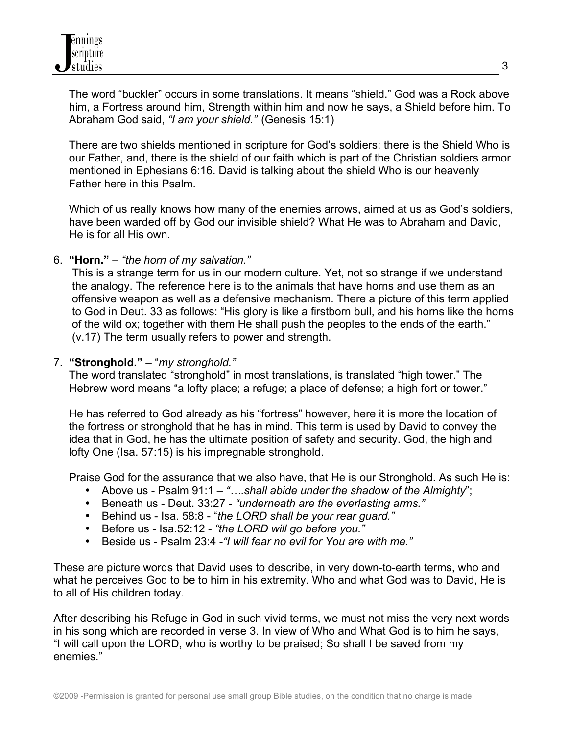The word "buckler" occurs in some translations. It means "shield." God was a Rock above him, a Fortress around him, Strength within him and now he says, a Shield before him. To Abraham God said, *"I am your shield."* (Genesis 15:1)

There are two shields mentioned in scripture for God's soldiers: there is the Shield Who is our Father, and, there is the shield of our faith which is part of the Christian soldiers armor mentioned in Ephesians 6:16. David is talking about the shield Who is our heavenly Father here in this Psalm.

Which of us really knows how many of the enemies arrows, aimed at us as God's soldiers, have been warded off by God our invisible shield? What He was to Abraham and David, He is for all His own.

6. **"Horn."** – *"the horn of my salvation."*
   This is a strange term for us in our modern culture. Yet, not so strange if we understand the analogy. The reference here is to the animals that have horns and use them as an offensive weapon as well as a defensive mechanism. There a picture of this term applied to God in Deut. 33 as follows: "His glory is like a firstborn bull, and his horns like the horns of the wild ox; together with them He shall push the peoples to the ends of the earth." (v.17) The term usually refers to power and strength.

7. **"Stronghold."** – "*my stronghold."*
   The word translated "stronghold" in most translations, is translated "high tower." The Hebrew word means "a lofty place; a refuge; a place of defense; a high fort or tower."

   He has referred to God already as his "fortress" however, here it is more the location of the fortress or stronghold that he has in mind. This term is used by David to convey the idea that in God, he has the ultimate position of safety and security. God, the high and lofty One (Isa. 57:15) is his impregnable stronghold.

   Praise God for the assurance that we also have, that He is our Stronghold. As such He is:
   - Above us - Psalm 91:1 – *"….shall abide under the shadow of the Almighty*";
   - Beneath us - Deut. 33:27 - *"underneath are the everlasting arms."*
   - Behind us - Isa. 58:8 - "*the LORD shall be your rear guard."*
   - Before us - Isa.52:12 - *"the LORD will go before you."*
   - Beside us - Psalm 23:4 -*"I will fear no evil for You are with me."*

These are picture words that David uses to describe, in very down-to-earth terms, who and what he perceives God to be to him in his extremity. Who and what God was to David, He is to all of His children today.

After describing his Refuge in God in such vivid terms, we must not miss the very next words in his song which are recorded in verse 3. In view of Who and What God is to him he says, "I will call upon the LORD, who is worthy to be praised; So shall I be saved from my enemies."

©2009 -Permission is granted for personal use small group Bible studies, on the condition that no charge is made.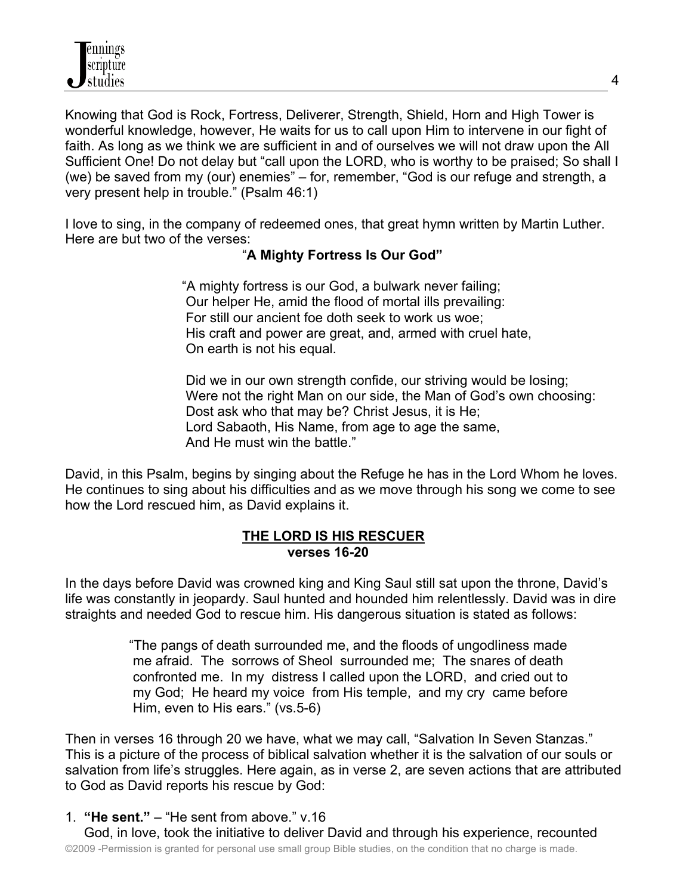Knowing that God is Rock, Fortress, Deliverer, Strength, Shield, Horn and High Tower is wonderful knowledge, however, He waits for us to call upon Him to intervene in our fight of faith. As long as we think we are sufficient in and of ourselves we will not draw upon the All Sufficient One! Do not delay but "call upon the LORD, who is worthy to be praised; So shall I (we) be saved from my (our) enemies" – for, remember, "God is our refuge and strength, a very present help in trouble." (Psalm 46:1)

I love to sing, in the company of redeemed ones, that great hymn written by Martin Luther. Here are but two of the verses:

**"A Mighty Fortress Is Our God"**

> "A mighty fortress is our God, a bulwark never failing;
> Our helper He, amid the flood of mortal ills prevailing:
> For still our ancient foe doth seek to work us woe;
> His craft and power are great, and, armed with cruel hate,
> On earth is not his equal.
>
> Did we in our own strength confide, our striving would be losing;
> Were not the right Man on our side, the Man of God's own choosing:
> Dost ask who that may be? Christ Jesus, it is He;
> Lord Sabaoth, His Name, from age to age the same,
> And He must win the battle."

David, in this Psalm, begins by singing about the Refuge he has in the Lord Whom he loves. He continues to sing about his difficulties and as we move through his song we come to see how the Lord rescued him, as David explains it.

## THE LORD IS HIS RESCUER
**verses 16-20**

In the days before David was crowned king and King Saul still sat upon the throne, David's life was constantly in jeopardy. Saul hunted and hounded him relentlessly. David was in dire straights and needed God to rescue him. His dangerous situation is stated as follows:

> "The pangs of death surrounded me, and the floods of ungodliness made me afraid. The sorrows of Sheol surrounded me; The snares of death confronted me. In my distress I called upon the LORD, and cried out to my God; He heard my voice from His temple, and my cry came before Him, even to His ears." (vs.5-6)

Then in verses 16 through 20 we have, what we may call, "Salvation In Seven Stanzas." This is a picture of the process of biblical salvation whether it is the salvation of our souls or salvation from life's struggles. Here again, as in verse 2, are seven actions that are attributed to God as David reports his rescue by God:

1. **"He sent."** – "He sent from above." v.16
   God, in love, took the initiative to deliver David and through his experience, recounted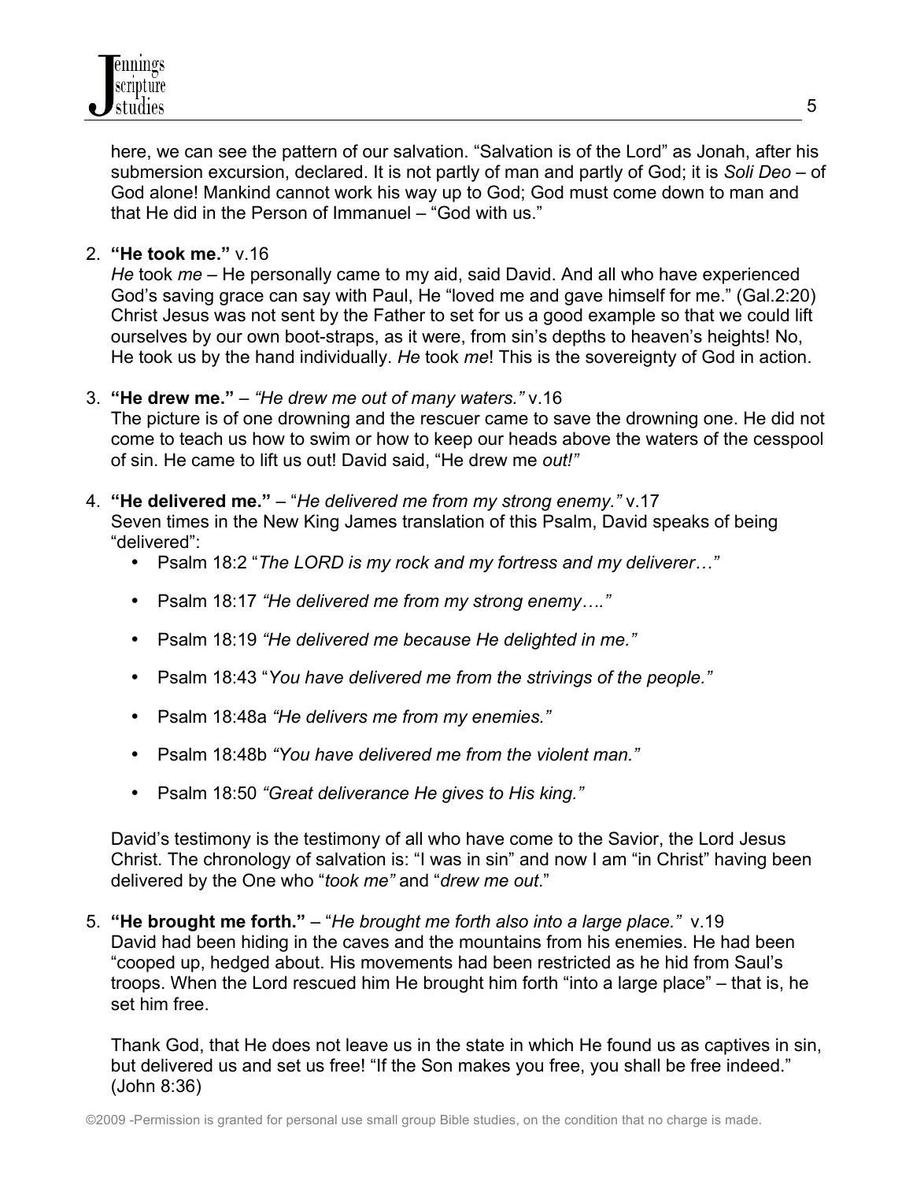here, we can see the pattern of our salvation. "Salvation is of the Lord" as Jonah, after his submersion excursion, declared. It is not partly of man and partly of God; it is *Soli Deo* – of God alone! Mankind cannot work his way up to God; God must come down to man and that He did in the Person of Immanuel – "God with us."

2. **"He took me."** v.16
   *He* took *me* – He personally came to my aid, said David. And all who have experienced God's saving grace can say with Paul, He "loved me and gave himself for me." (Gal.2:20) Christ Jesus was not sent by the Father to set for us a good example so that we could lift ourselves by our own boot-straps, as it were, from sin's depths to heaven's heights! No, He took us by the hand individually. *He* took *me*! This is the sovereignty of God in action.

3. **"He drew me."** – *"He drew me out of many waters."* v.16
   The picture is of one drowning and the rescuer came to save the drowning one. He did not come to teach us how to swim or how to keep our heads above the waters of the cesspool of sin. He came to lift us out! David said, "He drew me *out!"*

4. **"He delivered me."** – "*He delivered me from my strong enemy."* v.17
   Seven times in the New King James translation of this Psalm, David speaks of being "delivered":
   - Psalm 18:2 "*The LORD is my rock and my fortress and my deliverer…"*
   - Psalm 18:17 *"He delivered me from my strong enemy…."*
   - Psalm 18:19 *"He delivered me because He delighted in me."*
   - Psalm 18:43 "*You have delivered me from the strivings of the people."*
   - Psalm 18:48a *"He delivers me from my enemies."*
   - Psalm 18:48b *"You have delivered me from the violent man."*
   - Psalm 18:50 *"Great deliverance He gives to His king."*

   David's testimony is the testimony of all who have come to the Savior, the Lord Jesus Christ. The chronology of salvation is: "I was in sin" and now I am "in Christ" having been delivered by the One who "*took me"* and "*drew me out*."

5. **"He brought me forth."** – "*He brought me forth also into a large place."* v.19
   David had been hiding in the caves and the mountains from his enemies. He had been "cooped up, hedged about. His movements had been restricted as he hid from Saul's troops. When the Lord rescued him He brought him forth "into a large place" – that is, he set him free.

   Thank God, that He does not leave us in the state in which He found us as captives in sin, but delivered us and set us free! "If the Son makes you free, you shall be free indeed." (John 8:36)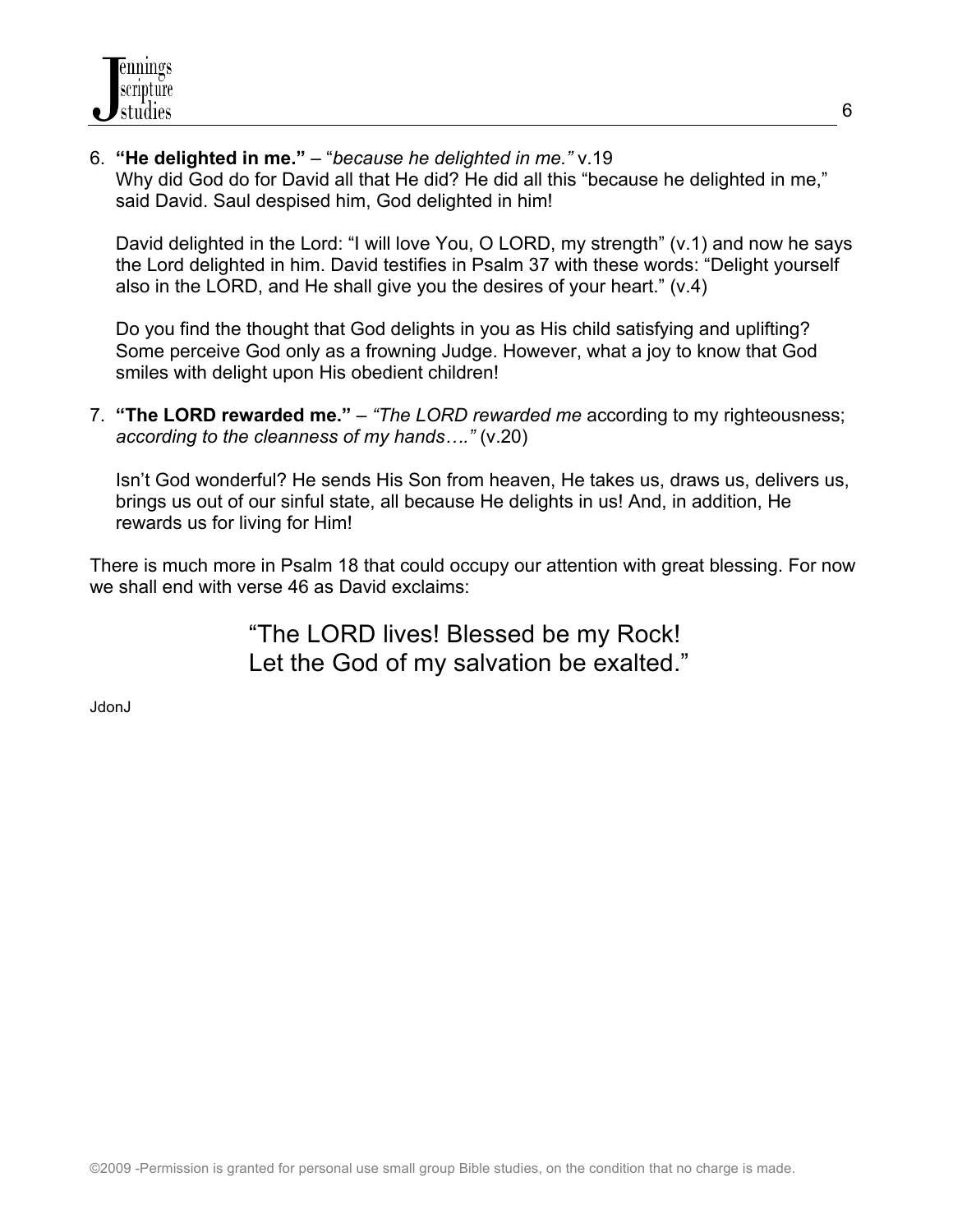6. **"He delighted in me."** – "*because he delighted in me."* v.19
   Why did God do for David all that He did? He did all this "because he delighted in me," said David. Saul despised him, God delighted in him!

   David delighted in the Lord: "I will love You, O LORD, my strength" (v.1) and now he says the Lord delighted in him. David testifies in Psalm 37 with these words: "Delight yourself also in the LORD, and He shall give you the desires of your heart." (v.4)

   Do you find the thought that God delights in you as His child satisfying and uplifting? Some perceive God only as a frowning Judge. However, what a joy to know that God smiles with delight upon His obedient children!

7. **"The LORD rewarded me."** – *"The LORD rewarded me* according to my righteousness; *according to the cleanness of my hands…."* (v.20)

   Isn't God wonderful? He sends His Son from heaven, He takes us, draws us, delivers us, brings us out of our sinful state, all because He delights in us! And, in addition, He rewards us for living for Him!

There is much more in Psalm 18 that could occupy our attention with great blessing. For now we shall end with verse 46 as David exclaims:

> "The LORD lives! Blessed be my Rock!
> Let the God of my salvation be exalted."

JdonJ

©2009 -Permission is granted for personal use small group Bible studies, on the condition that no charge is made.